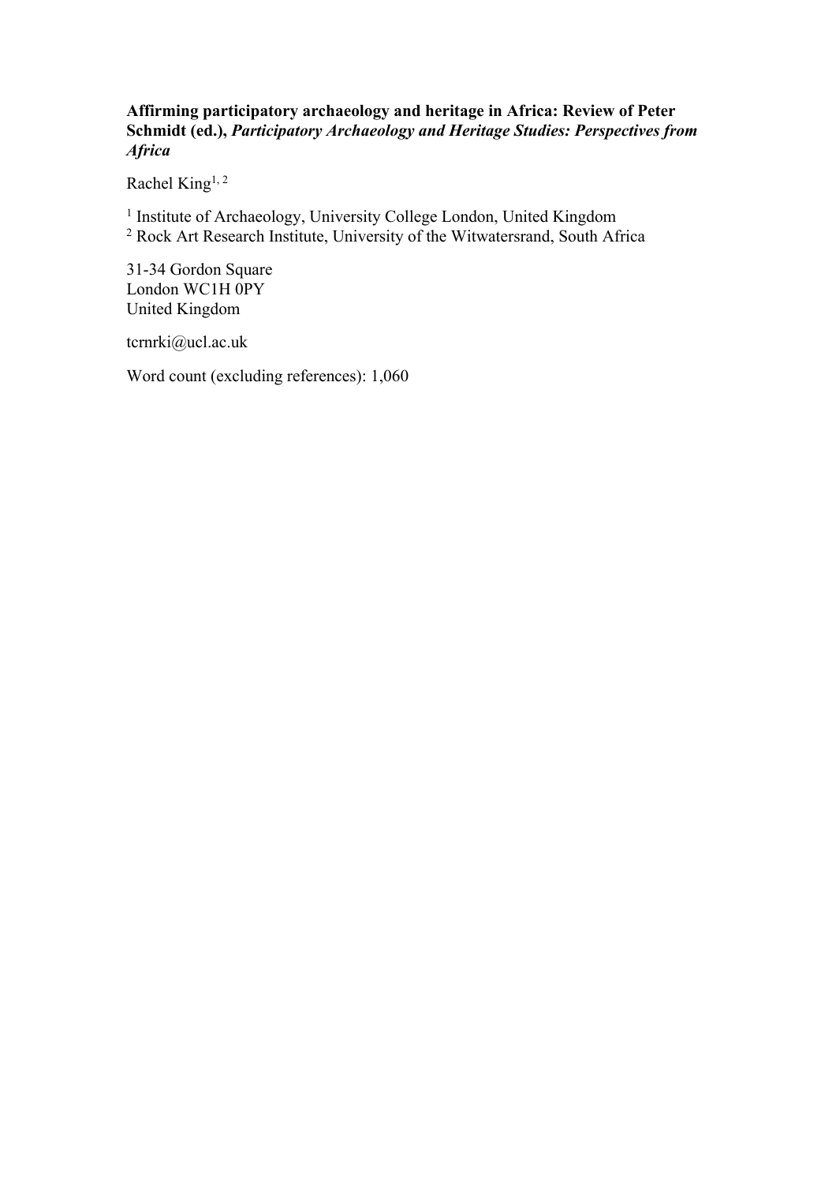**Affirming participatory archaeology and heritage in Africa: Review of Peter Schmidt (ed.), *Participatory Archaeology and Heritage Studies: Perspectives from Africa***

Rachel King[1, 2]

[1] Institute of Archaeology, University College London, United Kingdom
[2] Rock Art Research Institute, University of the Witwatersrand, South Africa

31-34 Gordon Square
London WC1H 0PY
United Kingdom

tcrnrki@ucl.ac.uk

Word count (excluding references): 1,060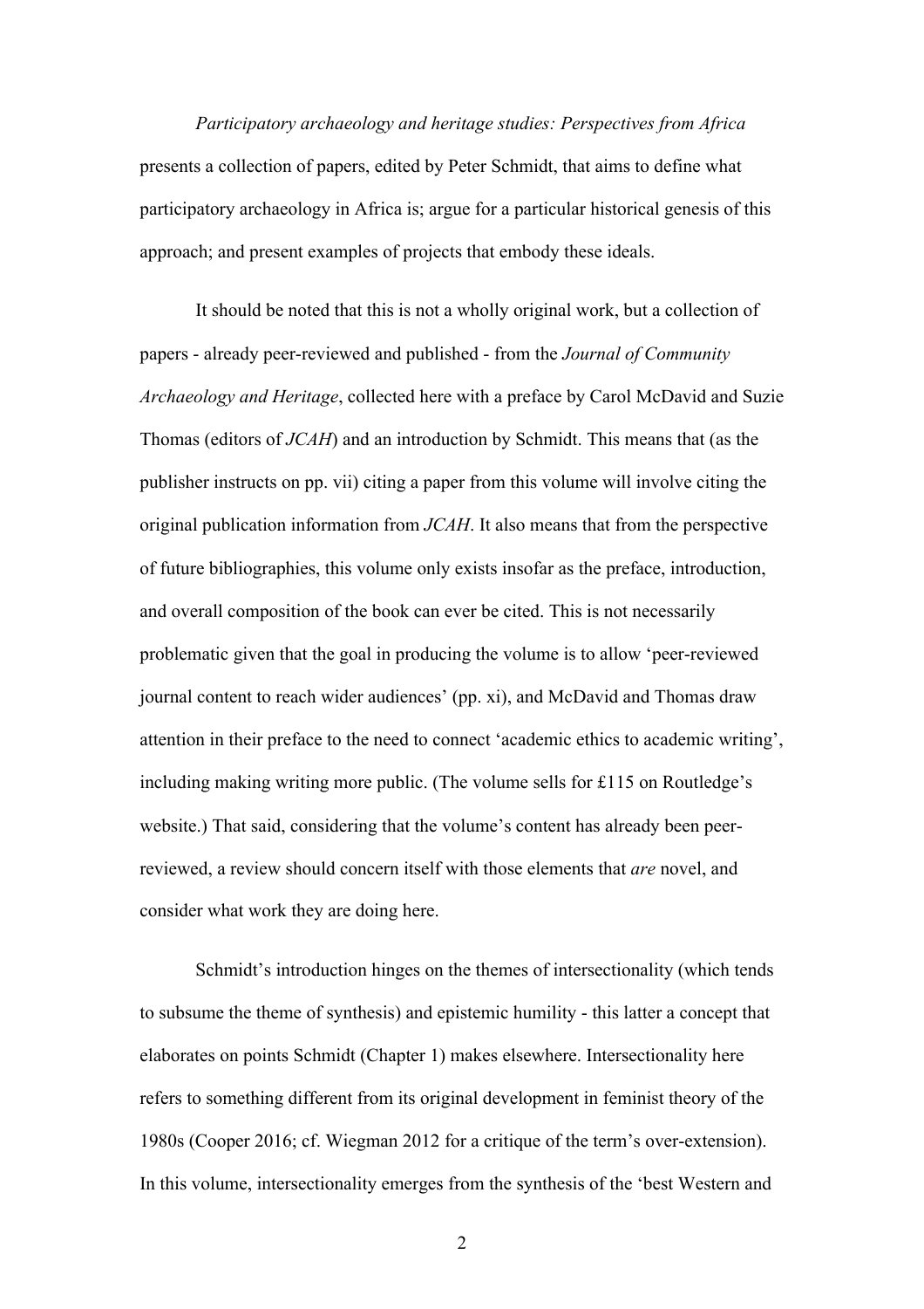*Participatory archaeology and heritage studies: Perspectives from Africa* presents a collection of papers, edited by Peter Schmidt, that aims to define what participatory archaeology in Africa is; argue for a particular historical genesis of this approach; and present examples of projects that embody these ideals.

It should be noted that this is not a wholly original work, but a collection of papers - already peer-reviewed and published - from the *Journal of Community Archaeology and Heritage*, collected here with a preface by Carol McDavid and Suzie Thomas (editors of *JCAH*) and an introduction by Schmidt. This means that (as the publisher instructs on pp. vii) citing a paper from this volume will involve citing the original publication information from *JCAH*. It also means that from the perspective of future bibliographies, this volume only exists insofar as the preface, introduction, and overall composition of the book can ever be cited. This is not necessarily problematic given that the goal in producing the volume is to allow 'peer-reviewed journal content to reach wider audiences' (pp. xi), and McDavid and Thomas draw attention in their preface to the need to connect 'academic ethics to academic writing', including making writing more public. (The volume sells for £115 on Routledge's website.) That said, considering that the volume's content has already been peer-reviewed, a review should concern itself with those elements that *are* novel, and consider what work they are doing here.

Schmidt's introduction hinges on the themes of intersectionality (which tends to subsume the theme of synthesis) and epistemic humility - this latter a concept that elaborates on points Schmidt (Chapter 1) makes elsewhere. Intersectionality here refers to something different from its original development in feminist theory of the 1980s (Cooper 2016; cf. Wiegman 2012 for a critique of the term's over-extension). In this volume, intersectionality emerges from the synthesis of the 'best Western and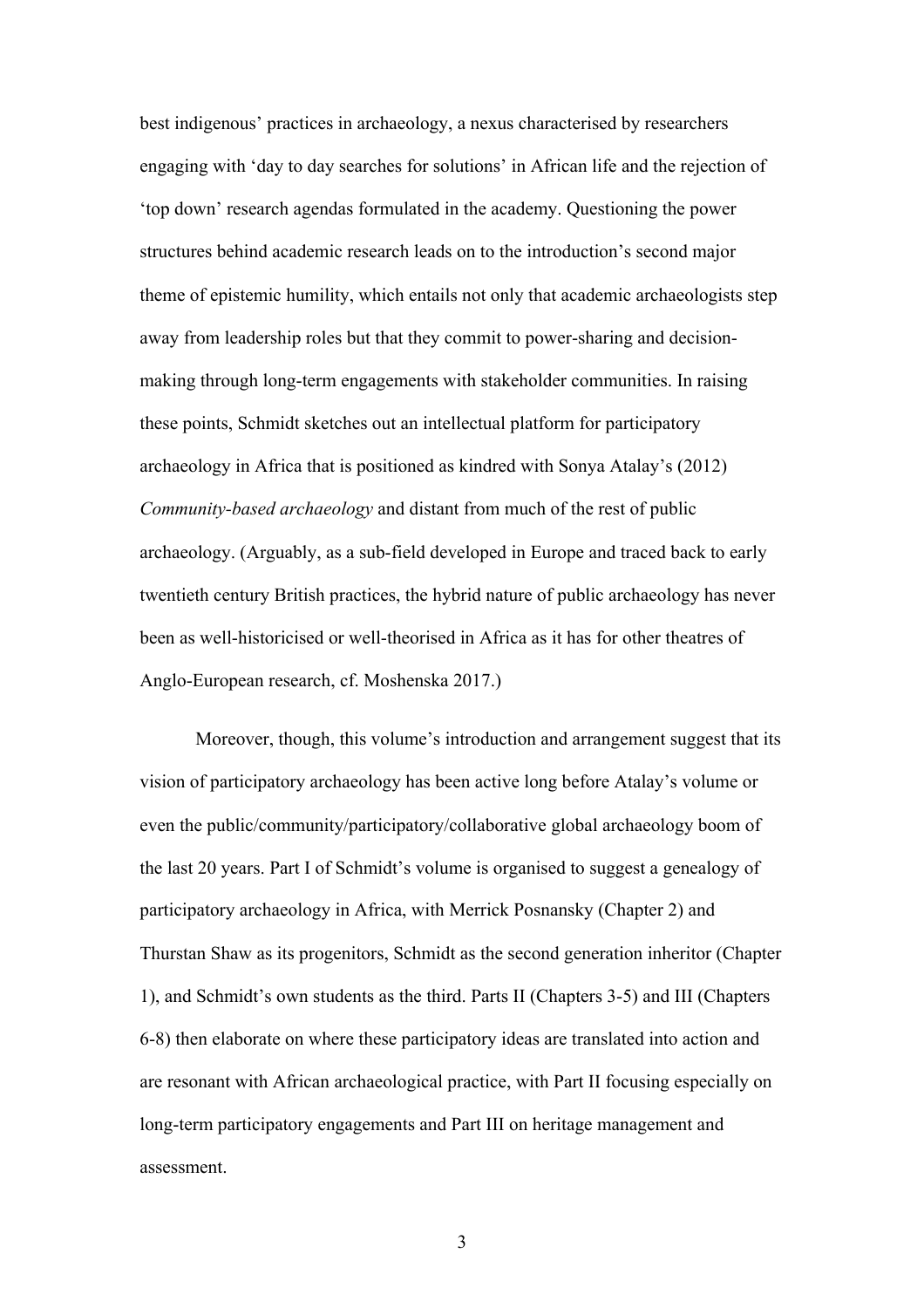best indigenous' practices in archaeology, a nexus characterised by researchers engaging with 'day to day searches for solutions' in African life and the rejection of 'top down' research agendas formulated in the academy. Questioning the power structures behind academic research leads on to the introduction's second major theme of epistemic humility, which entails not only that academic archaeologists step away from leadership roles but that they commit to power-sharing and decision-making through long-term engagements with stakeholder communities. In raising these points, Schmidt sketches out an intellectual platform for participatory archaeology in Africa that is positioned as kindred with Sonya Atalay's (2012) *Community-based archaeology* and distant from much of the rest of public archaeology. (Arguably, as a sub-field developed in Europe and traced back to early twentieth century British practices, the hybrid nature of public archaeology has never been as well-historicised or well-theorised in Africa as it has for other theatres of Anglo-European research, cf. Moshenska 2017.)

Moreover, though, this volume's introduction and arrangement suggest that its vision of participatory archaeology has been active long before Atalay's volume or even the public/community/participatory/collaborative global archaeology boom of the last 20 years. Part I of Schmidt's volume is organised to suggest a genealogy of participatory archaeology in Africa, with Merrick Posnansky (Chapter 2) and Thurstan Shaw as its progenitors, Schmidt as the second generation inheritor (Chapter 1), and Schmidt's own students as the third. Parts II (Chapters 3-5) and III (Chapters 6-8) then elaborate on where these participatory ideas are translated into action and are resonant with African archaeological practice, with Part II focusing especially on long-term participatory engagements and Part III on heritage management and assessment.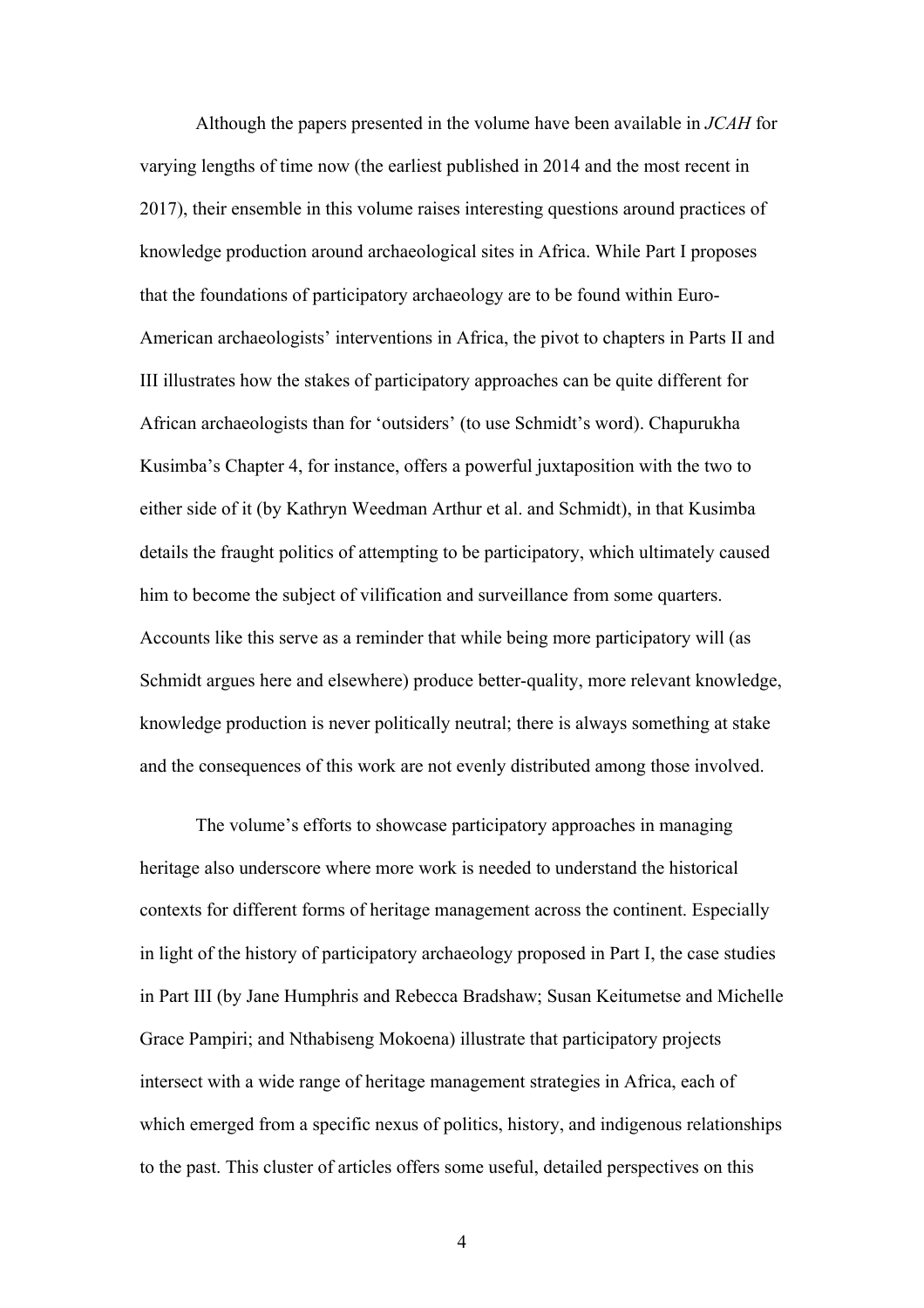Although the papers presented in the volume have been available in *JCAH* for varying lengths of time now (the earliest published in 2014 and the most recent in 2017), their ensemble in this volume raises interesting questions around practices of knowledge production around archaeological sites in Africa. While Part I proposes that the foundations of participatory archaeology are to be found within Euro-American archaeologists' interventions in Africa, the pivot to chapters in Parts II and III illustrates how the stakes of participatory approaches can be quite different for African archaeologists than for 'outsiders' (to use Schmidt's word). Chapurukha Kusimba's Chapter 4, for instance, offers a powerful juxtaposition with the two to either side of it (by Kathryn Weedman Arthur et al. and Schmidt), in that Kusimba details the fraught politics of attempting to be participatory, which ultimately caused him to become the subject of vilification and surveillance from some quarters. Accounts like this serve as a reminder that while being more participatory will (as Schmidt argues here and elsewhere) produce better-quality, more relevant knowledge, knowledge production is never politically neutral; there is always something at stake and the consequences of this work are not evenly distributed among those involved.

The volume's efforts to showcase participatory approaches in managing heritage also underscore where more work is needed to understand the historical contexts for different forms of heritage management across the continent. Especially in light of the history of participatory archaeology proposed in Part I, the case studies in Part III (by Jane Humphris and Rebecca Bradshaw; Susan Keitumetse and Michelle Grace Pampiri; and Nthabiseng Mokoena) illustrate that participatory projects intersect with a wide range of heritage management strategies in Africa, each of which emerged from a specific nexus of politics, history, and indigenous relationships to the past. This cluster of articles offers some useful, detailed perspectives on this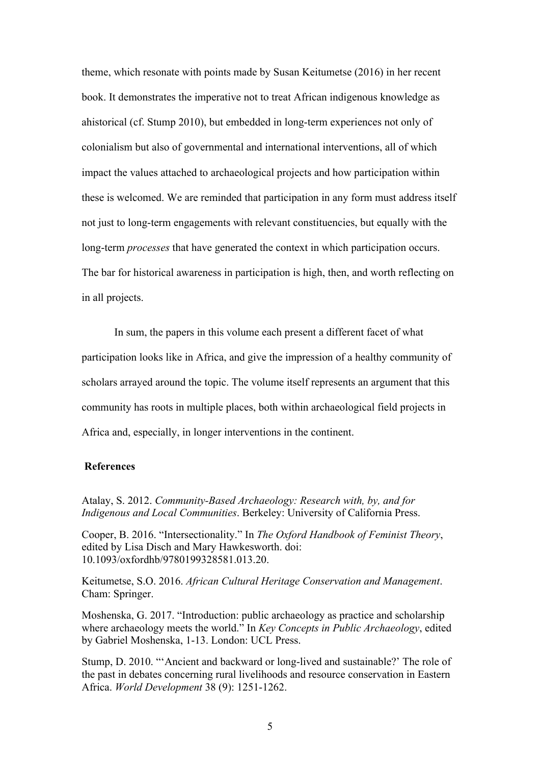theme, which resonate with points made by Susan Keitumetse (2016) in her recent book. It demonstrates the imperative not to treat African indigenous knowledge as ahistorical (cf. Stump 2010), but embedded in long-term experiences not only of colonialism but also of governmental and international interventions, all of which impact the values attached to archaeological projects and how participation within these is welcomed. We are reminded that participation in any form must address itself not just to long-term engagements with relevant constituencies, but equally with the long-term *processes* that have generated the context in which participation occurs. The bar for historical awareness in participation is high, then, and worth reflecting on in all projects.

In sum, the papers in this volume each present a different facet of what participation looks like in Africa, and give the impression of a healthy community of scholars arrayed around the topic. The volume itself represents an argument that this community has roots in multiple places, both within archaeological field projects in Africa and, especially, in longer interventions in the continent.

## References

Atalay, S. 2012. *Community-Based Archaeology: Research with, by, and for Indigenous and Local Communities*. Berkeley: University of California Press.

Cooper, B. 2016. "Intersectionality." In *The Oxford Handbook of Feminist Theory*, edited by Lisa Disch and Mary Hawkesworth. doi: 10.1093/oxfordhb/9780199328581.013.20.

Keitumetse, S.O. 2016. *African Cultural Heritage Conservation and Management*. Cham: Springer.

Moshenska, G. 2017. "Introduction: public archaeology as practice and scholarship where archaeology meets the world." In *Key Concepts in Public Archaeology*, edited by Gabriel Moshenska, 1-13. London: UCL Press.

Stump, D. 2010. "'Ancient and backward or long-lived and sustainable?' The role of the past in debates concerning rural livelihoods and resource conservation in Eastern Africa. *World Development* 38 (9): 1251-1262.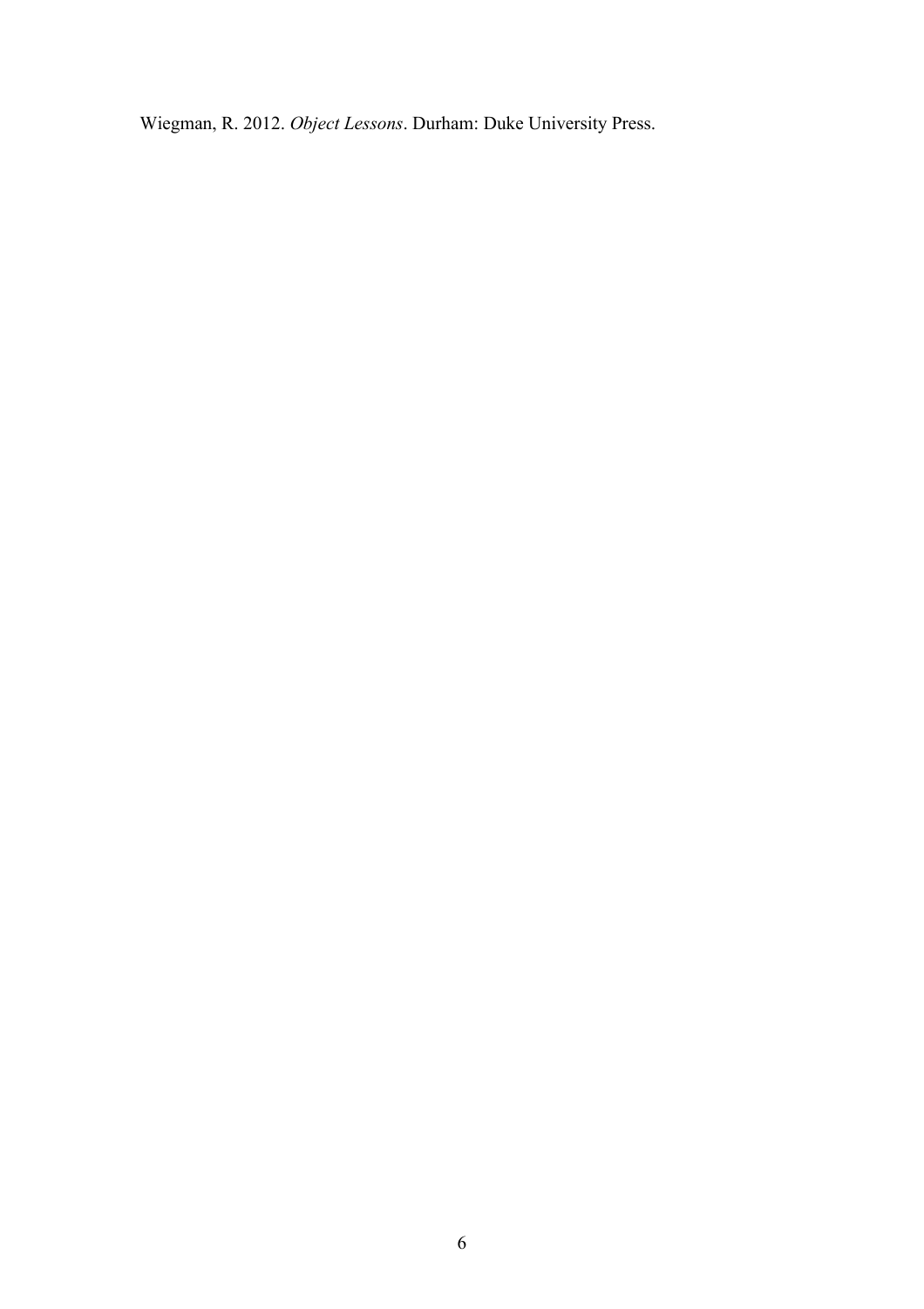Wiegman, R. 2012. *Object Lessons*. Durham: Duke University Press.